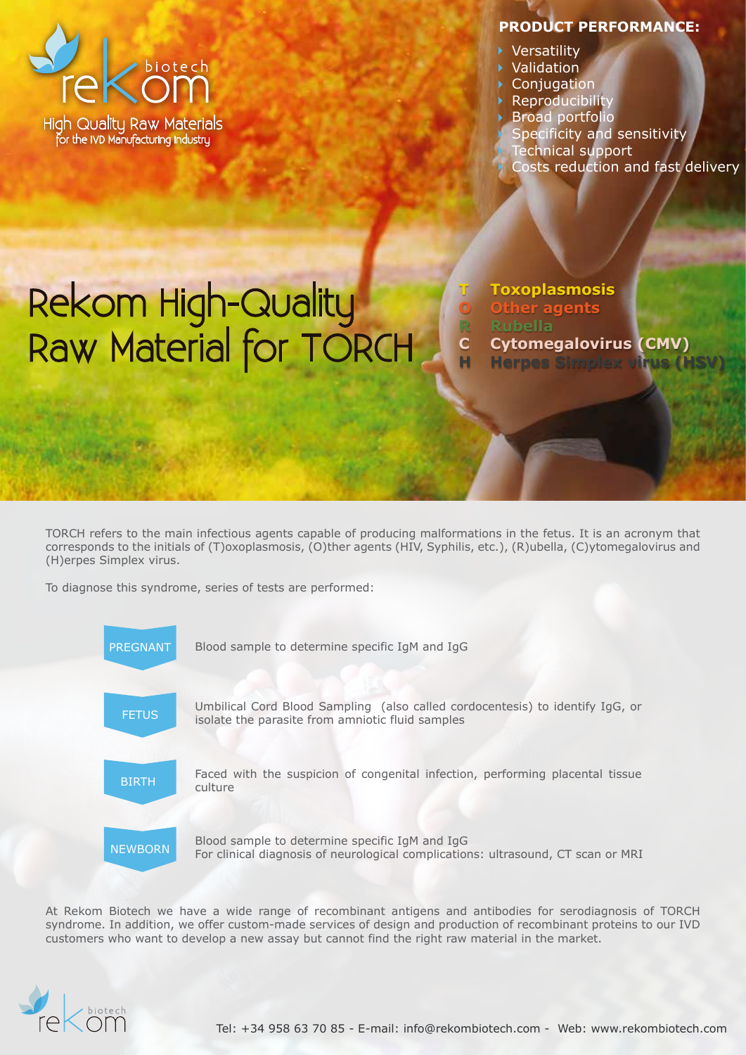rekom biotech

High Quality Raw Materials for the IVD Manufacturing Industry

**PRODUCT PERFORMANCE:**

- Versatility
- Validation
- Conjugation
- Reproducibility
- Broad portfolio
- Specificity and sensitivity
- Technical support
- Costs reduction and fast delivery

# Rekom High-Quality Raw Material for TORCH

**T** **Toxoplasmosis**
**O** **Other agents**
**R** **Rubella**
**C** **Cytomegalovirus (CMV)**
**H** **Herpes Simplex virus (HSV)**

TORCH refers to the main infectious agents capable of producing malformations in the fetus. It is an acronym that corresponds to the initials of (T)oxoplasmosis, (O)ther agents (HIV, Syphilis, etc.), (R)ubella, (C)ytomegalovirus and (H)erpes Simplex virus.

To diagnose this syndrome, series of tests are performed:

**PREGNANT** — Blood sample to determine specific IgM and IgG

**FETUS** — Umbilical Cord Blood Sampling (also called cordocentesis) to identify IgG, or isolate the parasite from amniotic fluid samples

**BIRTH** — Faced with the suspicion of congenital infection, performing placental tissue culture

**NEWBORN** — Blood sample to determine specific IgM and IgG
For clinical diagnosis of neurological complications: ultrasound, CT scan or MRI

At Rekom Biotech we have a wide range of recombinant antigens and antibodies for serodiagnosis of TORCH syndrome. In addition, we offer custom-made services of design and production of recombinant proteins to our IVD customers who want to develop a new assay but cannot find the right raw material in the market.

rekom biotech

Tel: +34 958 63 70 85 - E-mail: info@rekombiotech.com - Web: www.rekombiotech.com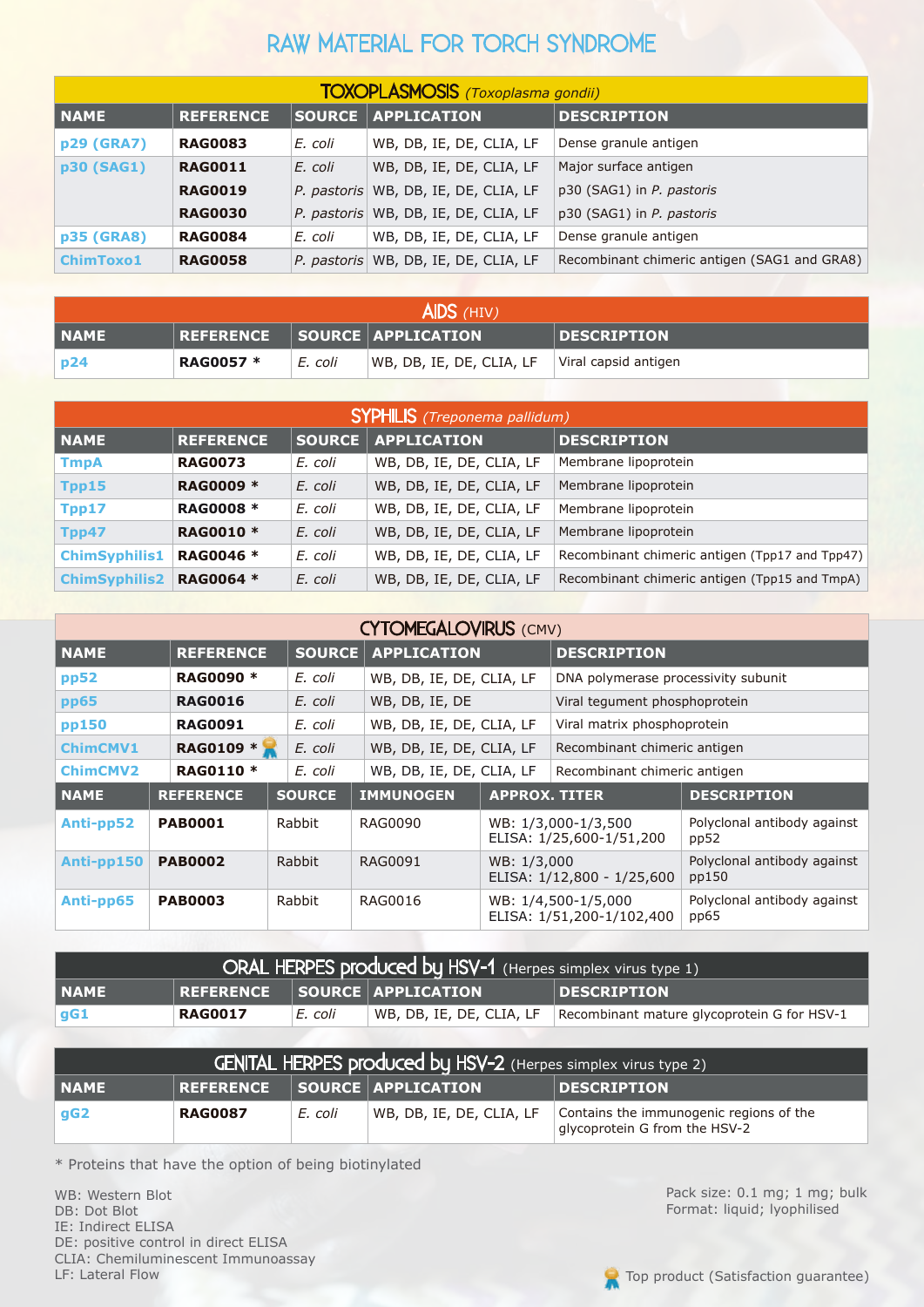# RAW MATERIAL FOR TORCH SYNDROME

## TOXOPLASMOSIS *(Toxoplasma gondii)*

| NAME | REFERENCE | SOURCE | APPLICATION | DESCRIPTION |
|---|---|---|---|---|
| p29 (GRA7) | RAG0083 | *E. coli* | WB, DB, IE, DE, CLIA, LF | Dense granule antigen |
| p30 (SAG1) | RAG0011 | *E. coli* | WB, DB, IE, DE, CLIA, LF | Major surface antigen |
| | RAG0019 | *P. pastoris* | WB, DB, IE, DE, CLIA, LF | p30 (SAG1) in *P. pastoris* |
| | RAG0030 | *P. pastoris* | WB, DB, IE, DE, CLIA, LF | p30 (SAG1) in *P. pastoris* |
| p35 (GRA8) | RAG0084 | *E. coli* | WB, DB, IE, DE, CLIA, LF | Dense granule antigen |
| ChimToxo1 | RAG0058 | *P. pastoris* | WB, DB, IE, DE, CLIA, LF | Recombinant chimeric antigen (SAG1 and GRA8) |

## AIDS *(HIV)*

| NAME | REFERENCE | SOURCE | APPLICATION | DESCRIPTION |
|---|---|---|---|---|
| p24 | RAG0057 * | *E. coli* | WB, DB, IE, DE, CLIA, LF | Viral capsid antigen |

## SYPHILIS *(Treponema pallidum)*

| NAME | REFERENCE | SOURCE | APPLICATION | DESCRIPTION |
|---|---|---|---|---|
| TmpA | RAG0073 | *E. coli* | WB, DB, IE, DE, CLIA, LF | Membrane lipoprotein |
| Tpp15 | RAG0009 * | *E. coli* | WB, DB, IE, DE, CLIA, LF | Membrane lipoprotein |
| Tpp17 | RAG0008 * | *E. coli* | WB, DB, IE, DE, CLIA, LF | Membrane lipoprotein |
| Tpp47 | RAG0010 * | *E. coli* | WB, DB, IE, DE, CLIA, LF | Membrane lipoprotein |
| ChimSyphilis1 | RAG0046 * | *E. coli* | WB, DB, IE, DE, CLIA, LF | Recombinant chimeric antigen (Tpp17 and Tpp47) |
| ChimSyphilis2 | RAG0064 * | *E. coli* | WB, DB, IE, DE, CLIA, LF | Recombinant chimeric antigen (Tpp15 and TmpA) |

## CYTOMEGALOVIRUS (CMV)

| NAME | REFERENCE | SOURCE | APPLICATION | DESCRIPTION |
|---|---|---|---|---|
| pp52 | RAG0090 * | *E. coli* | WB, DB, IE, DE, CLIA, LF | DNA polymerase processivity subunit |
| pp65 | RAG0016 | *E. coli* | WB, DB, IE, DE | Viral tegument phosphoprotein |
| pp150 | RAG0091 | *E. coli* | WB, DB, IE, DE, CLIA, LF | Viral matrix phosphoprotein |
| ChimCMV1 | RAG0109 * (Top product) | *E. coli* | WB, DB, IE, DE, CLIA, LF | Recombinant chimeric antigen |
| ChimCMV2 | RAG0110 * | *E. coli* | WB, DB, IE, DE, CLIA, LF | Recombinant chimeric antigen |

| NAME | REFERENCE | SOURCE | IMMUNOGEN | APPROX. TITER | DESCRIPTION |
|---|---|---|---|---|---|
| Anti-pp52 | PAB0001 | Rabbit | RAG0090 | WB: 1/3,000-1/3,500<br>ELISA: 1/25,600-1/51,200 | Polyclonal antibody against pp52 |
| Anti-pp150 | PAB0002 | Rabbit | RAG0091 | WB: 1/3,000<br>ELISA: 1/12,800 - 1/25,600 | Polyclonal antibody against pp150 |
| Anti-pp65 | PAB0003 | Rabbit | RAG0016 | WB: 1/4,500-1/5,000<br>ELISA: 1/51,200-1/102,400 | Polyclonal antibody against pp65 |

## ORAL HERPES produced by HSV-1 (Herpes simplex virus type 1)

| NAME | REFERENCE | SOURCE | APPLICATION | DESCRIPTION |
|---|---|---|---|---|
| gG1 | RAG0017 | *E. coli* | WB, DB, IE, DE, CLIA, LF | Recombinant mature glycoprotein G for HSV-1 |

## GENITAL HERPES produced by HSV-2 (Herpes simplex virus type 2)

| NAME | REFERENCE | SOURCE | APPLICATION | DESCRIPTION |
|---|---|---|---|---|
| gG2 | RAG0087 | *E. coli* | WB, DB, IE, DE, CLIA, LF | Contains the immunogenic regions of the glycoprotein G from the HSV-2 |

\* Proteins that have the option of being biotinylated

WB: Western Blot
DB: Dot Blot
IE: Indirect ELISA
DE: positive control in direct ELISA
CLIA: Chemiluminescent Immunoassay
LF: Lateral Flow

Pack size: 0.1 mg; 1 mg; bulk
Format: liquid; lyophilised

Top product (Satisfaction guarantee)